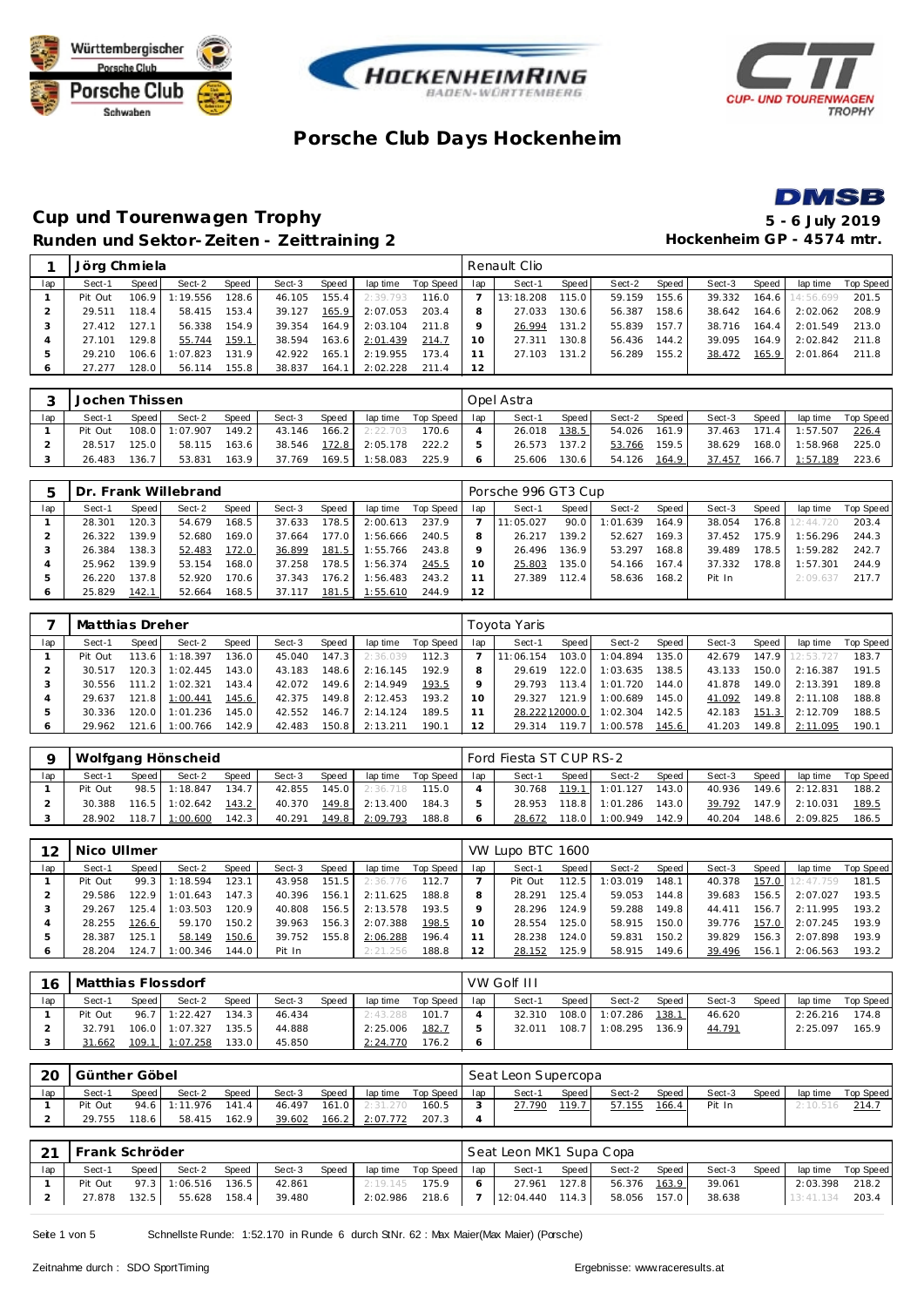# Porsche Club Days Hockenheim

## Cup und Tourenwagen Trophy

**Runden und Sektor-Zeiten - Zeittraining 2**

**5 - 6 July 2019**

**Hockenheim GP - 4574 mtr.**

### 1 Jörg Chmiela — Renault Clio

| lap | Sect-1 | Speed | Sect-2 | Speed | Sect-3 | Speed | lap time | Top Speed | lap | Sect-1 | Speed | Sect-2 | Speed | Sect-3 | Speed | lap time | Top Speed |
|---|---|---|---|---|---|---|---|---|---|---|---|---|---|---|---|---|---|
| 1 | Pit Out | 106.9 | 1:19.556 | 128.6 | 46.105 | 155.4 | 2:39.793 | 116.0 | 7 | 13:18.208 | 115.0 | 59.159 | 155.6 | 39.332 | 164.6 | 14:56.699 | 201.5 |
| 2 | 29.511 | 118.4 | 58.415 | 153.4 | 39.127 | 165.9 | 2:07.053 | 203.4 | 8 | 27.033 | 130.6 | 56.387 | 158.6 | 38.642 | 164.6 | 2:02.062 | 208.9 |
| 3 | 27.412 | 127.1 | 56.338 | 154.9 | 39.354 | 164.9 | 2:03.104 | 211.8 | 9 | 26.994 | 131.2 | 55.839 | 157.7 | 38.716 | 164.4 | 2:01.549 | 213.0 |
| 4 | 27.101 | 129.8 | 55.744 | 159.1 | 38.594 | 163.6 | 2:01.439 | 214.7 | 10 | 27.311 | 130.8 | 56.436 | 144.2 | 39.095 | 164.9 | 2:02.842 | 211.8 |
| 5 | 29.210 | 106.6 | 1:07.823 | 131.9 | 42.922 | 165.1 | 2:19.955 | 173.4 | 11 | 27.103 | 131.2 | 56.289 | 155.2 | 38.472 | 165.9 | 2:01.864 | 211.8 |
| 6 | 27.277 | 128.0 | 56.114 | 155.8 | 38.837 | 164.1 | 2:02.228 | 211.4 | 12 | | | | | | | | |

### 3 Jochen Thissen — Opel Astra

| lap | Sect-1 | Speed | Sect-2 | Speed | Sect-3 | Speed | lap time | Top Speed | lap | Sect-1 | Speed | Sect-2 | Speed | Sect-3 | Speed | lap time | Top Speed |
|---|---|---|---|---|---|---|---|---|---|---|---|---|---|---|---|---|---|
| 1 | Pit Out | 108.0 | 1:07.907 | 149.2 | 43.146 | 166.2 | 2:22.703 | 170.6 | 4 | 26.018 | 138.5 | 54.026 | 161.9 | 37.463 | 171.4 | 1:57.507 | 226.4 |
| 2 | 28.517 | 125.0 | 58.115 | 163.6 | 38.546 | 172.8 | 2:05.178 | 222.2 | 5 | 26.573 | 137.2 | 53.766 | 159.5 | 38.629 | 168.0 | 1:58.968 | 225.0 |
| 3 | 26.483 | 136.7 | 53.831 | 163.9 | 37.769 | 169.5 | 1:58.083 | 225.9 | 6 | 25.606 | 130.6 | 54.126 | 164.9 | 37.457 | 166.7 | 1:57.189 | 223.6 |

### 5 Dr. Frank Willebrand — Porsche 996 GT3 Cup

| lap | Sect-1 | Speed | Sect-2 | Speed | Sect-3 | Speed | lap time | Top Speed | lap | Sect-1 | Speed | Sect-2 | Speed | Sect-3 | Speed | lap time | Top Speed |
|---|---|---|---|---|---|---|---|---|---|---|---|---|---|---|---|---|---|
| 1 | 28.301 | 120.3 | 54.679 | 168.5 | 37.633 | 178.5 | 2:00.613 | 237.9 | 7 | 11:05.027 | 90.0 | 1:01.639 | 164.9 | 38.054 | 176.8 | 12:44.720 | 203.4 |
| 2 | 26.322 | 139.9 | 52.680 | 169.0 | 37.664 | 177.0 | 1:56.666 | 240.5 | 8 | 26.217 | 139.2 | 52.627 | 169.3 | 37.452 | 175.9 | 1:56.296 | 244.3 |
| 3 | 26.384 | 138.3 | 52.483 | 172.0 | 36.899 | 181.5 | 1:55.766 | 243.8 | 9 | 26.496 | 136.9 | 53.297 | 168.8 | 39.489 | 178.5 | 1:59.282 | 242.7 |
| 4 | 25.962 | 139.9 | 53.154 | 168.0 | 37.258 | 178.5 | 1:56.374 | 245.5 | 10 | 25.803 | 135.0 | 54.166 | 167.4 | 37.332 | 178.8 | 1:57.301 | 244.9 |
| 5 | 26.220 | 137.8 | 52.920 | 170.6 | 37.343 | 176.2 | 1:56.483 | 243.2 | 11 | 27.389 | 112.4 | 58.636 | 168.2 | Pit In | | 2:09.637 | 217.7 |
| 6 | 25.829 | 142.1 | 52.664 | 168.5 | 37.117 | 181.5 | 1:55.610 | 244.9 | 12 | | | | | | | | |

### 7 Matthias Dreher — Toyota Yaris

| lap | Sect-1 | Speed | Sect-2 | Speed | Sect-3 | Speed | lap time | Top Speed | lap | Sect-1 | Speed | Sect-2 | Speed | Sect-3 | Speed | lap time | Top Speed |
|---|---|---|---|---|---|---|---|---|---|---|---|---|---|---|---|---|---|
| 1 | Pit Out | 113.6 | 1:18.397 | 136.0 | 45.040 | 147.3 | 2:36.039 | 112.3 | 7 | 11:06.154 | 103.0 | 1:04.894 | 135.0 | 42.679 | 147.9 | 12:53.727 | 183.7 |
| 2 | 30.517 | 120.3 | 1:02.445 | 143.0 | 43.183 | 148.6 | 2:16.145 | 192.9 | 8 | 29.619 | 122.0 | 1:03.635 | 138.5 | 43.133 | 150.0 | 2:16.387 | 191.5 |
| 3 | 30.556 | 111.2 | 1:02.321 | 143.4 | 42.072 | 149.6 | 2:14.949 | 193.5 | 9 | 29.793 | 113.4 | 1:01.720 | 144.0 | 41.878 | 149.0 | 2:13.391 | 189.8 |
| 4 | 29.637 | 121.8 | 1:00.441 | 145.6 | 42.375 | 149.8 | 2:12.453 | 193.2 | 10 | 29.327 | 121.9 | 1:00.689 | 145.0 | 41.092 | 149.8 | 2:11.108 | 188.8 |
| 5 | 30.336 | 120.0 | 1:01.236 | 145.0 | 42.552 | 146.7 | 2:14.124 | 189.5 | 11 | 28.222 | 12000.0 | 1:02.304 | 142.5 | 42.183 | 151.3 | 2:12.709 | 188.5 |
| 6 | 29.962 | 121.6 | 1:00.766 | 142.9 | 42.483 | 150.8 | 2:13.211 | 190.1 | 12 | 29.314 | 119.7 | 1:00.578 | 145.6 | 41.203 | 149.8 | 2:11.095 | 190.1 |

### 9 Wolfgang Hönscheid — Ford Fiesta ST CUP RS-2

| lap | Sect-1 | Speed | Sect-2 | Speed | Sect-3 | Speed | lap time | Top Speed | lap | Sect-1 | Speed | Sect-2 | Speed | Sect-3 | Speed | lap time | Top Speed |
|---|---|---|---|---|---|---|---|---|---|---|---|---|---|---|---|---|---|
| 1 | Pit Out | 98.5 | 1:18.847 | 134.7 | 42.855 | 145.0 | 2:36.718 | 115.0 | 4 | 30.768 | 119.1 | 1:01.127 | 143.0 | 40.936 | 149.6 | 2:12.831 | 188.2 |
| 2 | 30.388 | 116.5 | 1:02.642 | 143.2 | 40.370 | 149.8 | 2:13.400 | 184.3 | 5 | 28.953 | 118.8 | 1:01.286 | 143.0 | 39.792 | 147.9 | 2:10.031 | 189.5 |
| 3 | 28.902 | 118.7 | 1:00.600 | 142.3 | 40.291 | 149.8 | 2:09.793 | 188.8 | 6 | 28.672 | 118.0 | 1:00.949 | 142.9 | 40.204 | 148.6 | 2:09.825 | 186.5 |

### 12 Nico Ullmer — VW Lupo BTC 1600

| lap | Sect-1 | Speed | Sect-2 | Speed | Sect-3 | Speed | lap time | Top Speed | lap | Sect-1 | Speed | Sect-2 | Speed | Sect-3 | Speed | lap time | Top Speed |
|---|---|---|---|---|---|---|---|---|---|---|---|---|---|---|---|---|---|
| 1 | Pit Out | 99.3 | 1:18.594 | 123.1 | 43.958 | 151.5 | 2:36.776 | 112.7 | 7 | Pit Out | 112.5 | 1:03.019 | 148.1 | 40.378 | 157.0 | 12:47.759 | 181.5 |
| 2 | 29.586 | 122.9 | 1:01.643 | 147.3 | 40.396 | 156.1 | 2:11.625 | 188.8 | 8 | 28.291 | 125.4 | 59.053 | 144.8 | 39.683 | 156.5 | 2:07.027 | 193.5 |
| 3 | 29.267 | 125.4 | 1:03.503 | 120.9 | 40.808 | 156.5 | 2:13.578 | 193.5 | 9 | 28.296 | 124.9 | 59.288 | 149.8 | 44.411 | 156.7 | 2:11.995 | 193.2 |
| 4 | 28.255 | 126.6 | 59.170 | 150.2 | 39.963 | 156.3 | 2:07.388 | 198.5 | 10 | 28.554 | 125.0 | 58.915 | 150.0 | 39.776 | 157.0 | 2:07.245 | 193.9 |
| 5 | 28.387 | 125.1 | 58.149 | 150.6 | 39.752 | 155.8 | 2:06.288 | 196.4 | 11 | 28.238 | 124.0 | 59.831 | 150.2 | 39.829 | 156.3 | 2:07.898 | 193.9 |
| 6 | 28.204 | 124.7 | 1:00.346 | 144.0 | Pit In | | 2:21.256 | 188.8 | 12 | 28.152 | 125.9 | 58.915 | 149.6 | 39.496 | 156.1 | 2:06.563 | 193.2 |

### 16 Matthias Flossdorf — VW Golf III

| lap | Sect-1 | Speed | Sect-2 | Speed | Sect-3 | Speed | lap time | Top Speed | lap | Sect-1 | Speed | Sect-2 | Speed | Sect-3 | Speed | lap time | Top Speed |
|---|---|---|---|---|---|---|---|---|---|---|---|---|---|---|---|---|---|
| 1 | Pit Out | 96.7 | 1:22.427 | 134.3 | 46.434 | | 2:43.288 | 101.7 | 4 | 32.310 | 108.0 | 1:07.286 | 138.1 | 46.620 | | 2:26.216 | 174.8 |
| 2 | 32.791 | 106.0 | 1:07.327 | 135.5 | 44.888 | | 2:25.006 | 182.7 | 5 | 32.011 | 108.7 | 1:08.295 | 136.9 | 44.791 | | 2:25.097 | 165.9 |
| 3 | 31.662 | 109.1 | 1:07.258 | 133.0 | 45.850 | | 2:24.770 | 176.2 | 6 | | | | | | | | |

### 20 Günther Göbel — Seat Leon Supercopa

| lap | Sect-1 | Speed | Sect-2 | Speed | Sect-3 | Speed | lap time | Top Speed | lap | Sect-1 | Speed | Sect-2 | Speed | Sect-3 | Speed | lap time | Top Speed |
|---|---|---|---|---|---|---|---|---|---|---|---|---|---|---|---|---|---|
| 1 | Pit Out | 94.6 | 1:11.976 | 141.4 | 46.497 | 161.0 | 2:31.270 | 160.5 | 3 | 27.790 | 119.7 | 57.155 | 166.4 | Pit In | | 2:10.516 | 214.7 |
| 2 | 29.755 | 118.6 | 58.415 | 162.9 | 39.602 | 166.2 | 2:07.772 | 207.3 | 4 | | | | | | | | |

### 21 Frank Schröder — Seat Leon MK1 Supa Copa

| lap | Sect-1 | Speed | Sect-2 | Speed | Sect-3 | Speed | lap time | Top Speed | lap | Sect-1 | Speed | Sect-2 | Speed | Sect-3 | Speed | lap time | Top Speed |
|---|---|---|---|---|---|---|---|---|---|---|---|---|---|---|---|---|---|
| 1 | Pit Out | 97.3 | 1:06.516 | 136.5 | 42.861 | | 2:19.145 | 175.9 | 6 | 27.961 | 127.8 | 56.376 | 163.9 | 39.061 | | 2:03.398 | 218.2 |
| 2 | 27.878 | 132.5 | 55.628 | 158.4 | 39.480 | | 2:02.986 | 218.6 | 7 | 12:04.440 | 114.3 | 58.056 | 157.0 | 38.638 | | 13:41.134 | 203.4 |

Schnellste Runde: 1:52.170 in Runde 6 durch StNr. 62 : Max Maier(Max Maier) (Porsche)

Zeitnahme durch : SDO SportTiming

Ergebnisse: www.raceresults.at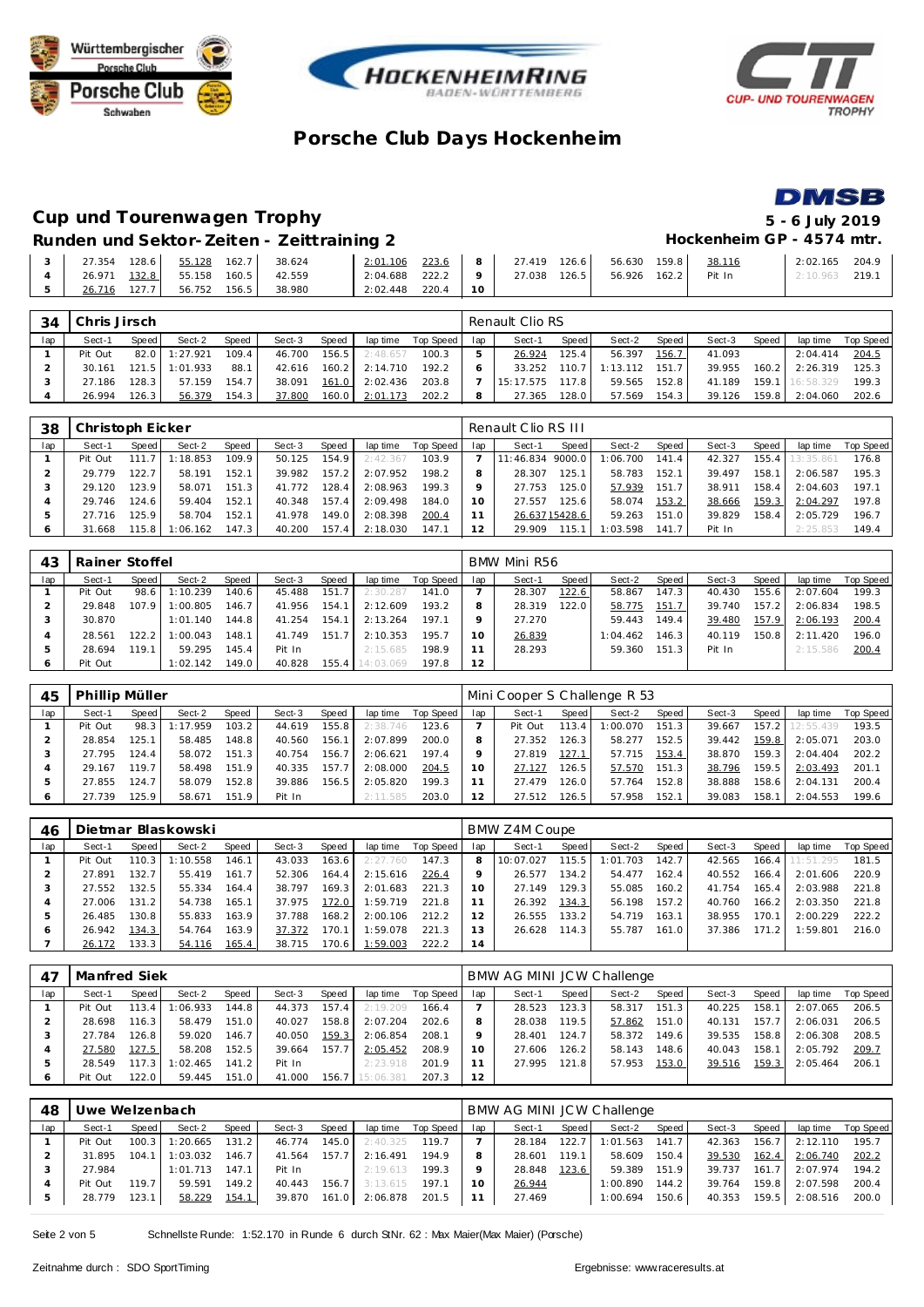# Porsche Club Days Hockenheim

## Cup und Tourenwagen Trophy

**5 - 6 July 2019**

### Runden und Sektor-Zeiten - Zeittraining 2

**Hockenheim GP - 4574 mtr.**

| lap | Sect-1 | Speed | Sect-2 | Speed | Sect-3 | Speed | lap time | Top Speed | lap | Sect-1 | Speed | Sect-2 | Speed | Sect-3 | Speed | lap time | Top Speed |
|---|---|---|---|---|---|---|---|---|---|---|---|---|---|---|---|---|---|
| 3 | 27.354 | 128.6 | 55.128 | 162.7 | 38.624 | | 2:01.106 | 223.6 | 8 | 27.419 | 126.6 | 56.630 | 159.8 | 38.116 | | 2:02.165 | 204.9 |
| 4 | 26.971 | 132.8 | 55.158 | 160.5 | 42.559 | | 2:04.688 | 222.2 | 9 | 27.038 | 126.5 | 56.926 | 162.2 | Pit In | | 2:10.963 | 219.1 |
| 5 | 26.716 | 127.7 | 56.752 | 156.5 | 38.980 | | 2:02.448 | 220.4 | 10 | | | | | | | | |

**34 Chris Jirsch** — Renault Clio RS

| lap | Sect-1 | Speed | Sect-2 | Speed | Sect-3 | Speed | lap time | Top Speed | lap | Sect-1 | Speed | Sect-2 | Speed | Sect-3 | Speed | lap time | Top Speed |
|---|---|---|---|---|---|---|---|---|---|---|---|---|---|---|---|---|---|
| 1 | Pit Out | 82.0 | 1:27.921 | 109.4 | 46.700 | 156.5 | 2:48.657 | 100.3 | 5 | 26.924 | 125.4 | 56.397 | 156.7 | 41.093 | | 2:04.414 | 204.5 |
| 2 | 30.161 | 121.5 | 1:01.933 | 88.1 | 42.616 | 160.2 | 2:14.710 | 192.2 | 6 | 33.252 | 110.7 | 1:13.112 | 151.7 | 39.955 | 160.2 | 2:26.319 | 125.3 |
| 3 | 27.186 | 128.3 | 57.159 | 154.7 | 38.091 | 161.0 | 2:02.436 | 203.8 | 7 | 15:17.575 | 117.8 | 59.565 | 152.8 | 41.189 | 159.1 | 16:58.329 | 199.3 |
| 4 | 26.994 | 126.3 | 56.379 | 154.3 | 37.800 | 160.0 | 2:01.173 | 202.2 | 8 | 27.365 | 128.0 | 57.569 | 154.3 | 39.126 | 159.8 | 2:04.060 | 202.6 |

**38 Christoph Eicker** — Renault Clio RS III

| lap | Sect-1 | Speed | Sect-2 | Speed | Sect-3 | Speed | lap time | Top Speed | lap | Sect-1 | Speed | Sect-2 | Speed | Sect-3 | Speed | lap time | Top Speed |
|---|---|---|---|---|---|---|---|---|---|---|---|---|---|---|---|---|---|
| 1 | Pit Out | 111.7 | 1:18.853 | 109.9 | 50.125 | 154.9 | 2:42.367 | 103.9 | 7 | 11:46.834 | 9000.0 | 1:06.700 | 141.4 | 42.327 | 155.4 | 13:35.861 | 176.8 |
| 2 | 29.779 | 122.7 | 58.191 | 152.1 | 39.982 | 157.2 | 2:07.952 | 198.2 | 8 | 28.307 | 125.1 | 58.783 | 152.1 | 39.497 | 158.1 | 2:06.587 | 195.3 |
| 3 | 29.120 | 123.9 | 58.071 | 151.3 | 41.772 | 128.4 | 2:08.963 | 199.3 | 9 | 27.753 | 125.0 | 57.939 | 151.7 | 38.911 | 158.4 | 2:04.603 | 197.1 |
| 4 | 29.746 | 124.6 | 59.404 | 152.1 | 40.348 | 157.4 | 2:09.498 | 184.0 | 10 | 27.557 | 125.6 | 58.074 | 153.2 | 38.666 | 159.3 | 2:04.297 | 197.8 |
| 5 | 27.716 | 125.9 | 58.704 | 152.1 | 41.978 | 149.0 | 2:08.398 | 200.4 | 11 | 26.637 | 15428.6 | 59.263 | 151.0 | 39.829 | 158.4 | 2:05.729 | 196.7 |
| 6 | 31.668 | 115.8 | 1:06.162 | 147.3 | 40.200 | 157.4 | 2:18.030 | 147.1 | 12 | 29.909 | 115.1 | 1:03.598 | 141.7 | Pit In | | 2:25.853 | 149.4 |

**43 Rainer Stoffel** — BMW Mini R56

| lap | Sect-1 | Speed | Sect-2 | Speed | Sect-3 | Speed | lap time | Top Speed | lap | Sect-1 | Speed | Sect-2 | Speed | Sect-3 | Speed | lap time | Top Speed |
|---|---|---|---|---|---|---|---|---|---|---|---|---|---|---|---|---|---|
| 1 | Pit Out | 98.6 | 1:10.239 | 140.6 | 45.488 | 151.7 | 2:30.287 | 141.0 | 7 | 28.307 | 122.6 | 58.867 | 147.3 | 40.430 | 155.6 | 2:07.604 | 199.3 |
| 2 | 29.848 | 107.9 | 1:00.805 | 146.7 | 41.956 | 154.1 | 2:12.609 | 193.2 | 8 | 28.319 | 122.0 | 58.775 | 151.7 | 39.740 | 157.2 | 2:06.834 | 198.5 |
| 3 | 30.870 | | 1:01.140 | 144.8 | 41.254 | 154.1 | 2:13.264 | 197.1 | 9 | 27.270 | | 59.443 | 149.4 | 39.480 | 157.9 | 2:06.193 | 200.4 |
| 4 | 28.561 | 122.2 | 1:00.043 | 148.1 | 41.749 | 151.7 | 2:10.353 | 195.7 | 10 | 26.839 | | 1:04.462 | 146.3 | 40.119 | 150.8 | 2:11.420 | 196.0 |
| 5 | 28.694 | 119.1 | 59.295 | 145.4 | Pit In | | 2:15.685 | 198.9 | 11 | 28.293 | | 59.360 | 151.3 | Pit In | | 2:15.586 | 200.4 |
| 6 | Pit Out | | 1:02.142 | 149.0 | 40.828 | 155.4 | 14:03.069 | 197.8 | 12 | | | | | | | | |

**45 Phillip Müller** — Mini Cooper S Challenge R 53

| lap | Sect-1 | Speed | Sect-2 | Speed | Sect-3 | Speed | lap time | Top Speed | lap | Sect-1 | Speed | Sect-2 | Speed | Sect-3 | Speed | lap time | Top Speed |
|---|---|---|---|---|---|---|---|---|---|---|---|---|---|---|---|---|---|
| 1 | Pit Out | 98.3 | 1:17.959 | 103.2 | 44.619 | 155.8 | 2:38.746 | 123.6 | 7 | Pit Out | 113.4 | 1:00.070 | 151.3 | 39.667 | 157.2 | 12:55.439 | 193.5 |
| 2 | 28.854 | 125.1 | 58.485 | 148.8 | 40.560 | 156.1 | 2:07.899 | 200.0 | 8 | 27.352 | 126.3 | 58.277 | 152.5 | 39.442 | 159.8 | 2:05.071 | 203.0 |
| 3 | 27.795 | 124.4 | 58.072 | 151.3 | 40.754 | 156.7 | 2:06.621 | 197.4 | 9 | 27.819 | 127.1 | 57.715 | 153.4 | 38.870 | 159.3 | 2:04.404 | 202.2 |
| 4 | 29.167 | 119.7 | 58.498 | 151.9 | 40.335 | 157.7 | 2:08.000 | 204.5 | 10 | 27.127 | 126.5 | 57.570 | 151.3 | 38.796 | 159.5 | 2:03.493 | 201.1 |
| 5 | 27.855 | 124.7 | 58.079 | 152.8 | 39.886 | 156.5 | 2:05.820 | 199.3 | 11 | 27.479 | 126.0 | 57.764 | 152.8 | 38.888 | 158.6 | 2:04.131 | 200.4 |
| 6 | 27.739 | 125.9 | 58.671 | 151.9 | Pit In | | 2:11.585 | 203.0 | 12 | 27.512 | 126.5 | 57.958 | 152.1 | 39.083 | 158.1 | 2:04.553 | 199.6 |

**46 Dietmar Blaskowski** — BMW Z4M Coupe

| lap | Sect-1 | Speed | Sect-2 | Speed | Sect-3 | Speed | lap time | Top Speed | lap | Sect-1 | Speed | Sect-2 | Speed | Sect-3 | Speed | lap time | Top Speed |
|---|---|---|---|---|---|---|---|---|---|---|---|---|---|---|---|---|---|
| 1 | Pit Out | 110.3 | 1:10.558 | 146.1 | 43.033 | 163.6 | 2:27.760 | 147.3 | 8 | 10:07.027 | 115.5 | 1:01.703 | 142.7 | 42.565 | 166.4 | 11:51.295 | 181.5 |
| 2 | 27.891 | 132.7 | 55.419 | 161.7 | 52.306 | 164.4 | 2:15.616 | 226.4 | 9 | 26.577 | 134.2 | 54.477 | 162.4 | 40.552 | 166.4 | 2:01.606 | 220.9 |
| 3 | 27.552 | 132.5 | 55.334 | 164.4 | 38.797 | 169.3 | 2:01.683 | 221.3 | 10 | 27.149 | 129.3 | 55.085 | 160.2 | 41.754 | 165.4 | 2:03.988 | 221.8 |
| 4 | 27.006 | 131.2 | 54.738 | 165.1 | 37.975 | 172.0 | 1:59.719 | 221.8 | 11 | 26.392 | 134.3 | 56.198 | 157.2 | 40.760 | 166.2 | 2:03.350 | 221.8 |
| 5 | 26.485 | 130.8 | 55.833 | 163.9 | 37.788 | 168.2 | 2:00.106 | 212.2 | 12 | 26.555 | 133.2 | 54.719 | 163.1 | 38.955 | 170.1 | 2:00.229 | 222.2 |
| 6 | 26.942 | 134.3 | 54.764 | 163.9 | 37.372 | 170.1 | 1:59.078 | 221.3 | 13 | 26.628 | 114.3 | 55.787 | 161.0 | 37.386 | 171.2 | 1:59.801 | 216.0 |
| 7 | 26.172 | 133.3 | 54.116 | 165.4 | 38.715 | 170.6 | 1:59.003 | 222.2 | 14 | | | | | | | | |

**47 Manfred Siek** — BMW AG MINI JCW Challenge

| lap | Sect-1 | Speed | Sect-2 | Speed | Sect-3 | Speed | lap time | Top Speed | lap | Sect-1 | Speed | Sect-2 | Speed | Sect-3 | Speed | lap time | Top Speed |
|---|---|---|---|---|---|---|---|---|---|---|---|---|---|---|---|---|---|
| 1 | Pit Out | 113.4 | 1:06.933 | 144.8 | 44.373 | 157.4 | 2:19.209 | 166.4 | 7 | 28.523 | 123.3 | 58.317 | 151.3 | 40.225 | 158.1 | 2:07.065 | 206.5 |
| 2 | 28.698 | 116.3 | 58.479 | 151.0 | 40.027 | 158.8 | 2:07.204 | 202.6 | 8 | 28.038 | 119.5 | 57.862 | 151.0 | 40.131 | 157.7 | 2:06.031 | 206.5 |
| 3 | 27.784 | 126.8 | 59.020 | 146.7 | 40.050 | 159.3 | 2:06.854 | 208.1 | 9 | 28.401 | 124.7 | 58.372 | 149.6 | 39.535 | 158.8 | 2:06.308 | 208.5 |
| 4 | 27.580 | 127.5 | 58.208 | 152.5 | 39.664 | 157.7 | 2:05.452 | 208.9 | 10 | 27.606 | 126.2 | 58.143 | 148.6 | 40.043 | 158.1 | 2:05.792 | 209.7 |
| 5 | 28.549 | 117.3 | 1:02.465 | 141.2 | Pit In | | 2:23.918 | 201.9 | 11 | 27.995 | 121.8 | 57.953 | 153.0 | 39.516 | 159.3 | 2:05.464 | 206.1 |
| 6 | Pit Out | 122.0 | 59.445 | 151.0 | 41.000 | 156.7 | 15:06.381 | 207.3 | 12 | | | | | | | | |

**48 Uwe Welzenbach** — BMW AG MINI JCW Challenge

| lap | Sect-1 | Speed | Sect-2 | Speed | Sect-3 | Speed | lap time | Top Speed | lap | Sect-1 | Speed | Sect-2 | Speed | Sect-3 | Speed | lap time | Top Speed |
|---|---|---|---|---|---|---|---|---|---|---|---|---|---|---|---|---|---|
| 1 | Pit Out | 100.3 | 1:20.665 | 131.2 | 46.774 | 145.0 | 2:40.325 | 119.7 | 7 | 28.184 | 122.7 | 1:01.563 | 141.7 | 42.363 | 156.7 | 2:12.110 | 195.7 |
| 2 | 31.895 | 104.1 | 1:03.032 | 146.7 | 41.564 | 157.7 | 2:16.491 | 194.9 | 8 | 28.601 | 119.1 | 58.609 | 150.4 | 39.530 | 162.4 | 2:06.740 | 202.2 |
| 3 | 27.984 | | 1:01.713 | 147.1 | Pit In | | 2:19.613 | 199.3 | 9 | 28.848 | 123.6 | 59.389 | 151.9 | 39.737 | 161.7 | 2:07.974 | 194.2 |
| 4 | Pit Out | 119.7 | 59.591 | 149.2 | 40.443 | 156.7 | 3:13.615 | 197.1 | 10 | 26.944 | | 1:00.890 | 144.2 | 39.764 | 159.8 | 2:07.598 | 200.4 |
| 5 | 28.779 | 123.1 | 58.229 | 154.1 | 39.870 | 161.0 | 2:06.878 | 201.5 | 11 | 27.469 | | 1:00.694 | 150.6 | 40.353 | 159.5 | 2:08.516 | 200.0 |

Schnellste Runde: 1:52.170 in Runde 6 durch StNr. 62 : Max Maier(Max Maier) (Porsche)

Zeitnahme durch : SDO SportTiming

Ergebnisse: www.raceresults.at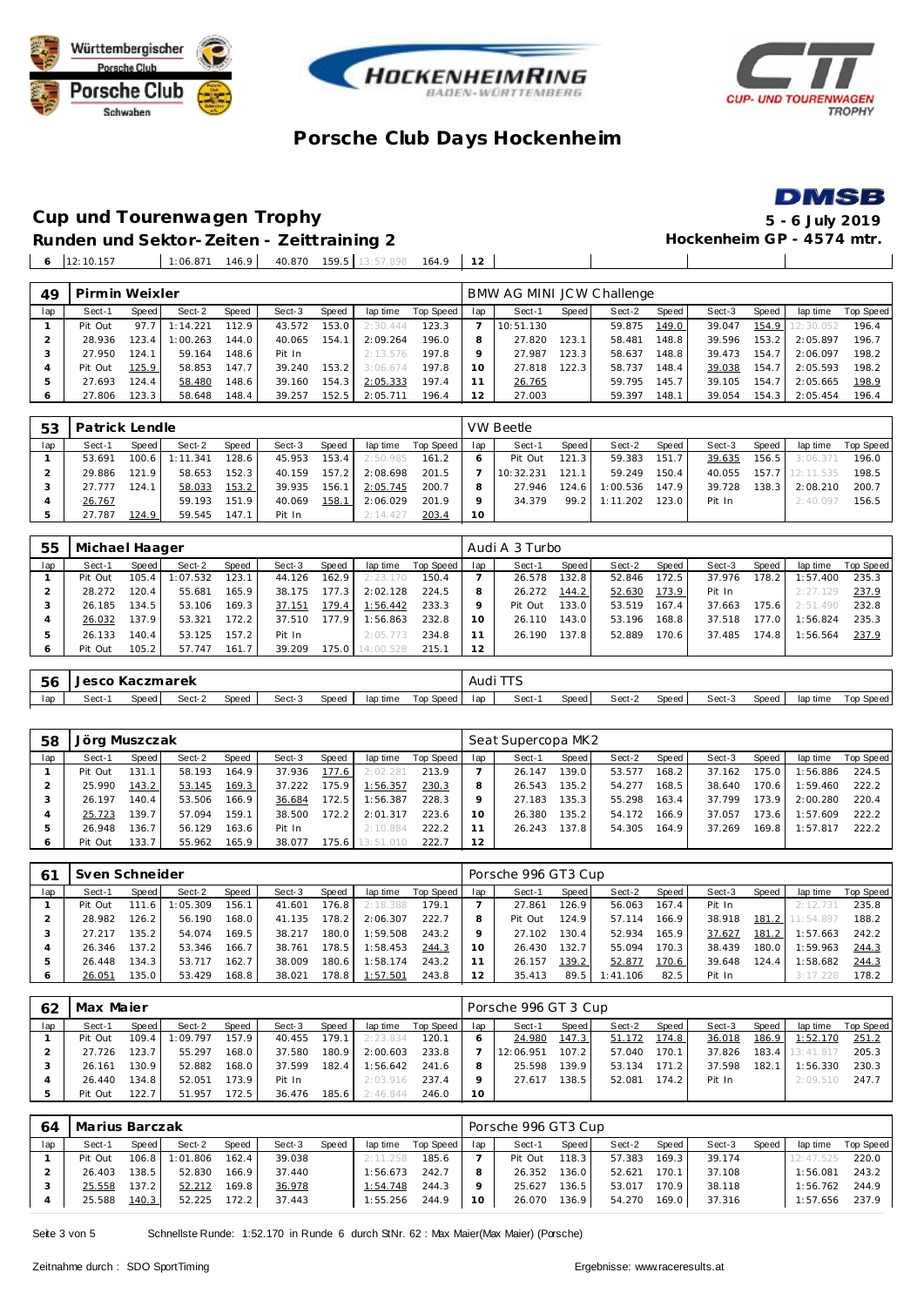# Porsche Club Days Hockenheim

## Cup und Tourenwagen Trophy

**5 - 6 July 2019**

**Runden und Sektor-Zeiten - Zeittraining 2**

**Hockenheim GP - 4574 mtr.**

| lap | Sect-1 | Speed | Sect-2 | Speed | Sect-3 | Speed | lap time | Top Speed | lap | Sect-1 | Speed | Sect-2 | Speed | Sect-3 | Speed | lap time | Top Speed |
|---|---|---|---|---|---|---|---|---|---|---|---|---|---|---|---|---|---|
| 6 | 12:10.157 | | 1:06.871 | 146.9 | 40.870 | 159.5 | 13:57.898 | 164.9 | 12 | | | | | | | | |

### 49 Pirmin Weixler — BMW AG MINI JCW Challenge

| lap | Sect-1 | Speed | Sect-2 | Speed | Sect-3 | Speed | lap time | Top Speed | lap | Sect-1 | Speed | Sect-2 | Speed | Sect-3 | Speed | lap time | Top Speed |
|---|---|---|---|---|---|---|---|---|---|---|---|---|---|---|---|---|---|
| 1 | Pit Out | 97.7 | 1:14.221 | 112.9 | 43.572 | 153.0 | 2:30.444 | 123.3 | 7 | 10:51.130 | | 59.875 | 149.0 | 39.047 | 154.9 | 12:30.052 | 196.4 |
| 2 | 28.936 | 123.4 | 1:00.263 | 144.0 | 40.065 | 154.1 | 2:09.264 | 196.0 | 8 | 27.820 | 123.1 | 58.481 | 148.8 | 39.596 | 153.2 | 2:05.897 | 196.7 |
| 3 | 27.950 | 124.1 | 59.164 | 148.6 | Pit In | | 2:13.576 | 197.8 | 9 | 27.987 | 123.3 | 58.637 | 148.8 | 39.473 | 154.7 | 2:06.097 | 198.2 |
| 4 | Pit Out | 125.9 | 58.853 | 147.7 | 39.240 | 153.2 | 3:06.674 | 197.8 | 10 | 27.818 | 122.3 | 58.737 | 148.4 | 39.038 | 154.7 | 2:05.593 | 198.2 |
| 5 | 27.693 | 124.4 | 58.480 | 148.6 | 39.160 | 154.3 | 2:05.333 | 197.4 | 11 | 26.765 | | 59.795 | 145.7 | 39.105 | 154.7 | 2:05.665 | 198.9 |
| 6 | 27.806 | 123.3 | 58.648 | 148.4 | 39.257 | 152.5 | 2:05.711 | 196.4 | 12 | 27.003 | | 59.397 | 148.1 | 39.054 | 154.3 | 2:05.454 | 196.4 |

### 53 Patrick Lendle — VW Beetle

| lap | Sect-1 | Speed | Sect-2 | Speed | Sect-3 | Speed | lap time | Top Speed | lap | Sect-1 | Speed | Sect-2 | Speed | Sect-3 | Speed | lap time | Top Speed |
|---|---|---|---|---|---|---|---|---|---|---|---|---|---|---|---|---|---|
| 1 | 53.691 | 100.6 | 1:11.341 | 128.6 | 45.953 | 153.4 | 2:50.985 | 161.2 | 6 | Pit Out | 121.3 | 59.383 | 151.7 | 39.635 | 156.5 | 3:06.371 | 196.0 |
| 2 | 29.886 | 121.9 | 58.653 | 152.3 | 40.159 | 157.2 | 2:08.698 | 201.5 | 7 | 10:32.231 | 121.1 | 59.249 | 150.4 | 40.055 | 157.7 | 12:11.535 | 198.5 |
| 3 | 27.777 | 124.1 | 58.033 | 153.2 | 39.935 | 156.1 | 2:05.745 | 200.7 | 8 | 27.946 | 124.6 | 1:00.536 | 147.9 | 39.728 | 138.3 | 2:08.210 | 200.7 |
| 4 | 26.767 | | 59.193 | 151.9 | 40.069 | 158.1 | 2:06.029 | 201.9 | 9 | 34.379 | 99.2 | 1:11.202 | 123.0 | Pit In | | 2:40.097 | 156.5 |
| 5 | 27.787 | 124.9 | 59.545 | 147.1 | Pit In | | 2:14.427 | 203.4 | 10 | | | | | | | | |

### 55 Michael Haager — Audi A 3 Turbo

| lap | Sect-1 | Speed | Sect-2 | Speed | Sect-3 | Speed | lap time | Top Speed | lap | Sect-1 | Speed | Sect-2 | Speed | Sect-3 | Speed | lap time | Top Speed |
|---|---|---|---|---|---|---|---|---|---|---|---|---|---|---|---|---|---|
| 1 | Pit Out | 105.4 | 1:07.532 | 123.1 | 44.126 | 162.9 | 2:23.170 | 150.4 | 7 | 26.578 | 132.8 | 52.846 | 172.5 | 37.976 | 178.2 | 1:57.400 | 235.3 |
| 2 | 28.272 | 120.4 | 55.681 | 165.9 | 38.175 | 177.3 | 2:02.128 | 224.5 | 8 | 26.272 | 144.2 | 52.630 | 173.9 | Pit In | | 2:27.129 | 237.9 |
| 3 | 26.185 | 134.5 | 53.106 | 169.3 | 37.151 | 179.4 | 1:56.442 | 233.3 | 9 | Pit Out | 133.0 | 53.519 | 167.4 | 37.663 | 175.6 | 2:51.490 | 232.8 |
| 4 | 26.032 | 137.9 | 53.321 | 172.2 | 37.510 | 177.9 | 1:56.863 | 232.8 | 10 | 26.110 | 143.0 | 53.196 | 168.8 | 37.518 | 177.0 | 1:56.824 | 235.3 |
| 5 | 26.133 | 140.4 | 53.125 | 157.2 | Pit In | | 2:05.773 | 234.8 | 11 | 26.190 | 137.8 | 52.889 | 170.6 | 37.485 | 174.8 | 1:56.564 | 237.9 |
| 6 | Pit Out | 105.2 | 57.747 | 161.7 | 39.209 | 175.0 | 14:00.528 | 215.1 | 12 | | | | | | | | |

### 56 Jesco Kaczmarek — Audi TTS

| lap | Sect-1 | Speed | Sect-2 | Speed | Sect-3 | Speed | lap time | Top Speed | lap | Sect-1 | Speed | Sect-2 | Speed | Sect-3 | Speed | lap time | Top Speed |
|---|---|---|---|---|---|---|---|---|---|---|---|---|---|---|---|---|---|

### 58 Jörg Muszczak — Seat Supercopa MK2

| lap | Sect-1 | Speed | Sect-2 | Speed | Sect-3 | Speed | lap time | Top Speed | lap | Sect-1 | Speed | Sect-2 | Speed | Sect-3 | Speed | lap time | Top Speed |
|---|---|---|---|---|---|---|---|---|---|---|---|---|---|---|---|---|---|
| 1 | Pit Out | 131.1 | 58.193 | 164.9 | 37.936 | 177.6 | 2:02.281 | 213.9 | 7 | 26.147 | 139.0 | 53.577 | 168.2 | 37.162 | 175.0 | 1:56.886 | 224.5 |
| 2 | 25.990 | 143.2 | 53.145 | 169.3 | 37.222 | 175.9 | 1:56.357 | 230.3 | 8 | 26.543 | 135.2 | 54.277 | 168.5 | 38.640 | 170.6 | 1:59.460 | 222.2 |
| 3 | 26.197 | 140.4 | 53.506 | 166.9 | 36.684 | 172.5 | 1:56.387 | 228.3 | 9 | 27.183 | 135.3 | 55.298 | 163.4 | 37.799 | 173.9 | 2:00.280 | 220.4 |
| 4 | 25.723 | 139.7 | 57.094 | 159.1 | 38.500 | 172.2 | 2:01.317 | 223.6 | 10 | 26.380 | 135.2 | 54.172 | 166.9 | 37.057 | 173.6 | 1:57.609 | 222.2 |
| 5 | 26.948 | 136.7 | 56.129 | 163.6 | Pit In | | 2:10.884 | 222.2 | 11 | 26.243 | 137.8 | 54.305 | 164.9 | 37.269 | 169.8 | 1:57.817 | 222.2 |
| 6 | Pit Out | 133.7 | 55.962 | 165.9 | 38.077 | 175.6 | 13:51.010 | 222.7 | 12 | | | | | | | | |

### 61 Sven Schneider — Porsche 996 GT3 Cup

| lap | Sect-1 | Speed | Sect-2 | Speed | Sect-3 | Speed | lap time | Top Speed | lap | Sect-1 | Speed | Sect-2 | Speed | Sect-3 | Speed | lap time | Top Speed |
|---|---|---|---|---|---|---|---|---|---|---|---|---|---|---|---|---|---|
| 1 | Pit Out | 111.6 | 1:05.309 | 156.1 | 41.601 | 176.8 | 2:18.388 | 179.1 | 7 | 27.861 | 126.9 | 56.063 | 167.4 | Pit In | | 2:12.731 | 235.8 |
| 2 | 28.982 | 126.2 | 56.190 | 168.0 | 41.135 | 178.2 | 2:06.307 | 222.7 | 8 | Pit Out | 124.9 | 57.114 | 166.9 | 38.918 | 181.2 | 11:54.897 | 188.2 |
| 3 | 27.217 | 135.2 | 54.074 | 169.5 | 38.217 | 180.0 | 1:59.508 | 243.2 | 9 | 27.102 | 130.4 | 52.934 | 165.9 | 37.627 | 181.2 | 1:57.663 | 242.2 |
| 4 | 26.346 | 137.2 | 53.346 | 166.7 | 38.761 | 178.5 | 1:58.453 | 244.3 | 10 | 26.430 | 132.7 | 55.094 | 170.3 | 38.439 | 180.0 | 1:59.963 | 244.3 |
| 5 | 26.448 | 134.3 | 53.717 | 162.7 | 38.009 | 180.6 | 1:58.174 | 243.2 | 11 | 26.157 | 139.2 | 52.877 | 170.6 | 39.648 | 124.4 | 1:58.682 | 244.3 |
| 6 | 26.051 | 135.0 | 53.429 | 168.8 | 38.021 | 178.8 | 1:57.501 | 243.8 | 12 | 35.413 | 89.5 | 1:41.106 | 82.5 | Pit In | | 3:17.228 | 178.2 |

### 62 Max Maier — Porsche 996 GT 3 Cup

| lap | Sect-1 | Speed | Sect-2 | Speed | Sect-3 | Speed | lap time | Top Speed | lap | Sect-1 | Speed | Sect-2 | Speed | Sect-3 | Speed | lap time | Top Speed |
|---|---|---|---|---|---|---|---|---|---|---|---|---|---|---|---|---|---|
| 1 | Pit Out | 109.4 | 1:09.797 | 157.9 | 40.455 | 179.1 | 2:23.834 | 120.1 | 6 | 24.980 | 147.3 | 51.172 | 174.8 | 36.018 | 186.9 | 1:52.170 | 251.2 |
| 2 | 27.726 | 123.7 | 55.297 | 168.0 | 37.580 | 180.9 | 2:00.603 | 233.8 | 7 | 12:06.951 | 107.2 | 57.040 | 170.1 | 37.826 | 183.4 | 13:41.817 | 205.3 |
| 3 | 26.161 | 130.9 | 52.882 | 168.0 | 37.599 | 182.4 | 1:56.642 | 241.6 | 8 | 25.598 | 139.9 | 53.134 | 171.2 | 37.598 | 182.1 | 1:56.330 | 230.3 |
| 4 | 26.440 | 134.8 | 52.051 | 173.9 | Pit In | | 2:03.916 | 237.4 | 9 | 27.617 | 138.5 | 52.081 | 174.2 | Pit In | | 2:09.510 | 247.7 |
| 5 | Pit Out | 122.7 | 51.957 | 172.5 | 36.476 | 185.6 | 2:46.844 | 246.0 | 10 | | | | | | | | |

### 64 Marius Barczak — Porsche 996 GT3 Cup

| lap | Sect-1 | Speed | Sect-2 | Speed | Sect-3 | Speed | lap time | Top Speed | lap | Sect-1 | Speed | Sect-2 | Speed | Sect-3 | Speed | lap time | Top Speed |
|---|---|---|---|---|---|---|---|---|---|---|---|---|---|---|---|---|---|
| 1 | Pit Out | 106.8 | 1:01.806 | 162.4 | 39.038 | | 2:11.258 | 185.6 | 7 | Pit Out | 118.3 | 57.383 | 169.3 | 39.174 | | 12:47.525 | 220.0 |
| 2 | 26.403 | 138.5 | 52.830 | 166.9 | 37.440 | | 1:56.673 | 242.7 | 8 | 26.352 | 136.0 | 52.621 | 170.1 | 37.108 | | 1:56.081 | 243.2 |
| 3 | 25.558 | 137.2 | 52.212 | 169.8 | 36.978 | | 1:54.748 | 244.3 | 9 | 25.627 | 136.5 | 53.017 | 170.9 | 38.118 | | 1:56.762 | 244.9 |
| 4 | 25.588 | 140.3 | 52.225 | 172.2 | 37.443 | | 1:55.256 | 244.9 | 10 | 26.070 | 136.9 | 54.270 | 169.0 | 37.316 | | 1:57.656 | 237.9 |

Schnellste Runde: 1:52.170 in Runde 6 durch StNr. 62 : Max Maier(Max Maier) (Porsche)

Zeitnahme durch : SDO SportTiming

Ergebnisse: www.raceresults.at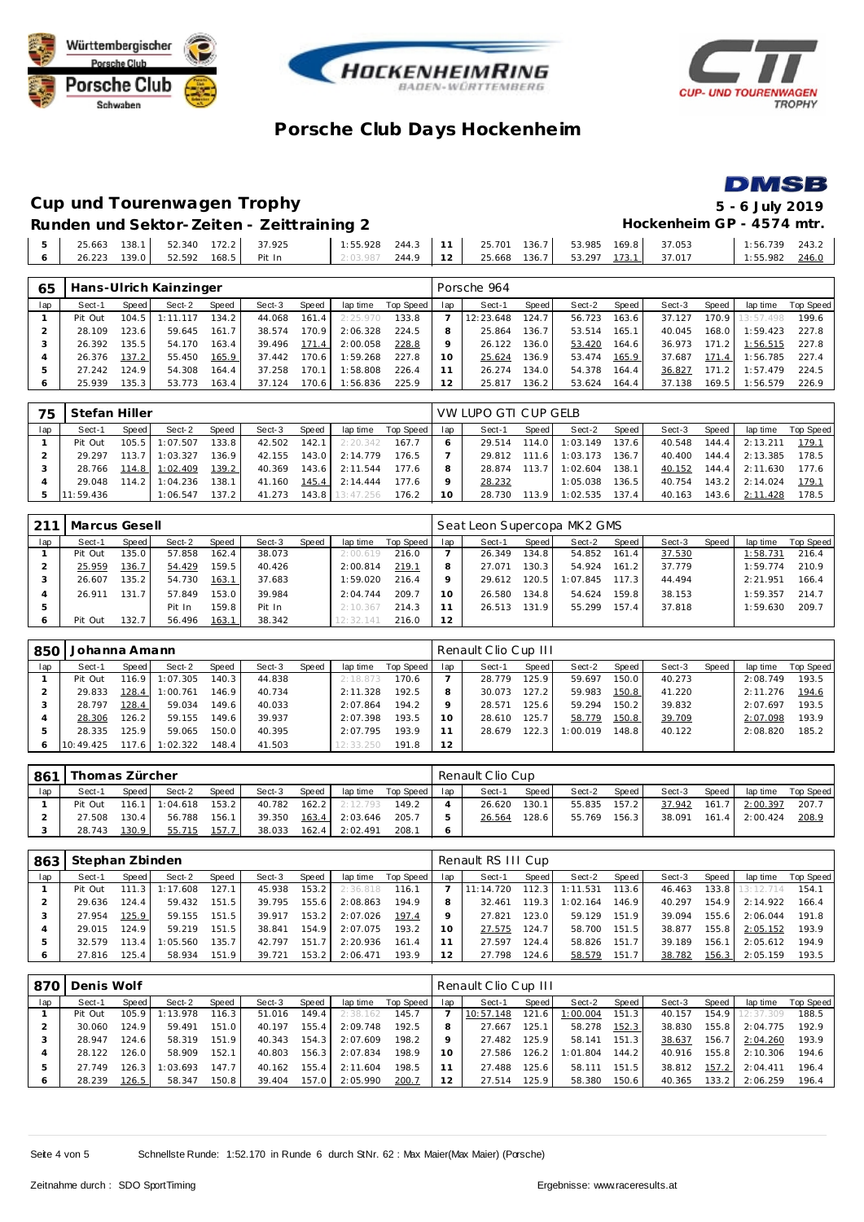# Porsche Club Days Hockenheim

## Cup und Tourenwagen Trophy

**5 - 6 July 2019**

### Runden und Sektor-Zeiten - Zeittraining 2

**Hockenheim GP - 4574 mtr.**

| lap | Sect-1 | Speed | Sect-2 | Speed | Sect-3 | Speed | lap time | Top Speed | lap | Sect-1 | Speed | Sect-2 | Speed | Sect-3 | Speed | lap time | Top Speed |
|---|---|---|---|---|---|---|---|---|---|---|---|---|---|---|---|---|---|
| 5 | 25.663 | 138.1 | 52.340 | 172.2 | 37.925 | | 1:55.928 | 244.3 | 11 | 25.701 | 136.7 | 53.985 | 169.8 | 37.053 | | 1:56.739 | 243.2 |
| 6 | 26.223 | 139.0 | 52.592 | 168.5 | Pit In | | 2:03.987 | 244.9 | 12 | 25.668 | 136.7 | 53.297 | 173.1 | 37.017 | | 1:55.982 | 246.0 |

**65 Hans-Ulrich Kainzinger** — Porsche 964

| lap | Sect-1 | Speed | Sect-2 | Speed | Sect-3 | Speed | lap time | Top Speed | lap | Sect-1 | Speed | Sect-2 | Speed | Sect-3 | Speed | lap time | Top Speed |
|---|---|---|---|---|---|---|---|---|---|---|---|---|---|---|---|---|---|
| 1 | Pit Out | 104.5 | 1:11.117 | 134.2 | 44.068 | 161.4 | 2:25.970 | 133.8 | 7 | 12:23.648 | 124.7 | 56.723 | 163.6 | 37.127 | 170.9 | 13:57.498 | 199.6 |
| 2 | 28.109 | 123.6 | 59.645 | 161.7 | 38.574 | 170.9 | 2:06.328 | 224.5 | 8 | 25.864 | 136.7 | 53.514 | 165.1 | 40.045 | 168.0 | 1:59.423 | 227.8 |
| 3 | 26.392 | 135.5 | 54.170 | 163.4 | 39.496 | 171.4 | 2:00.058 | 228.8 | 9 | 26.122 | 136.0 | 53.420 | 164.6 | 36.973 | 171.2 | 1:56.515 | 227.8 |
| 4 | 26.376 | 137.2 | 55.450 | 165.9 | 37.442 | 170.6 | 1:59.268 | 227.8 | 10 | 25.624 | 136.9 | 53.474 | 165.9 | 37.687 | 171.4 | 1:56.785 | 227.4 |
| 5 | 27.242 | 124.9 | 54.308 | 164.4 | 37.258 | 170.1 | 1:58.808 | 226.4 | 11 | 26.274 | 134.0 | 54.378 | 164.4 | 36.827 | 171.2 | 1:57.479 | 224.5 |
| 6 | 25.939 | 135.3 | 53.773 | 163.4 | 37.124 | 170.6 | 1:56.836 | 225.9 | 12 | 25.817 | 136.2 | 53.624 | 164.4 | 37.138 | 169.5 | 1:56.579 | 226.9 |

**75 Stefan Hiller** — VW LUPO GTI CUP GELB

| lap | Sect-1 | Speed | Sect-2 | Speed | Sect-3 | Speed | lap time | Top Speed | lap | Sect-1 | Speed | Sect-2 | Speed | Sect-3 | Speed | lap time | Top Speed |
|---|---|---|---|---|---|---|---|---|---|---|---|---|---|---|---|---|---|
| 1 | Pit Out | 105.5 | 1:07.507 | 133.8 | 42.502 | 142.1 | 2:20.342 | 167.7 | 6 | 29.514 | 114.0 | 1:03.149 | 137.6 | 40.548 | 144.4 | 2:13.211 | 179.1 |
| 2 | 29.297 | 113.7 | 1:03.327 | 136.9 | 42.155 | 143.0 | 2:14.779 | 176.5 | 7 | 29.812 | 111.6 | 1:03.173 | 136.7 | 40.400 | 144.4 | 2:13.385 | 178.5 |
| 3 | 28.766 | 114.8 | 1:02.409 | 139.2 | 40.369 | 143.6 | 2:11.544 | 177.6 | 8 | 28.874 | 113.7 | 1:02.604 | 138.1 | 40.152 | 144.4 | 2:11.630 | 177.6 |
| 4 | 29.048 | 114.2 | 1:04.236 | 138.1 | 41.160 | 145.4 | 2:14.444 | 177.6 | 9 | 28.232 | | 1:05.038 | 136.5 | 40.754 | 143.2 | 2:14.024 | 179.1 |
| 5 | 11:59.436 | | 1:06.547 | 137.2 | 41.273 | 143.8 | 13:47.256 | 176.2 | 10 | 28.730 | 113.9 | 1:02.535 | 137.4 | 40.163 | 143.6 | 2:11.428 | 178.5 |

**211 Marcus Gesell** — Seat Leon Supercopa MK2 GMS

| lap | Sect-1 | Speed | Sect-2 | Speed | Sect-3 | Speed | lap time | Top Speed | lap | Sect-1 | Speed | Sect-2 | Speed | Sect-3 | Speed | lap time | Top Speed |
|---|---|---|---|---|---|---|---|---|---|---|---|---|---|---|---|---|---|
| 1 | Pit Out | 135.0 | 57.858 | 162.4 | 38.073 | | 2:00.619 | 216.0 | 7 | 26.349 | 134.8 | 54.852 | 161.4 | 37.530 | | 1:58.731 | 216.4 |
| 2 | 25.959 | 136.7 | 54.429 | 159.5 | 40.426 | | 2:00.814 | 219.1 | 8 | 27.071 | 130.3 | 54.924 | 161.2 | 37.779 | | 1:59.774 | 210.9 |
| 3 | 26.607 | 135.2 | 54.730 | 163.1 | 37.683 | | 1:59.020 | 216.4 | 9 | 29.612 | 120.5 | 1:07.845 | 117.3 | 44.494 | | 2:21.951 | 166.4 |
| 4 | 26.911 | 131.7 | 57.849 | 153.0 | 39.984 | | 2:04.744 | 209.7 | 10 | 26.580 | 134.8 | 54.624 | 159.8 | 38.153 | | 1:59.357 | 214.7 |
| 5 | | | Pit In | 159.8 | Pit In | | 2:10.367 | 214.3 | 11 | 26.513 | 131.9 | 55.299 | 157.4 | 37.818 | | 1:59.630 | 209.7 |
| 6 | Pit Out | 132.7 | 56.496 | 163.1 | 38.342 | | 12:32.141 | 216.0 | 12 | | | | | | | | |

**850 Johanna Amann** — Renault Clio Cup III

| lap | Sect-1 | Speed | Sect-2 | Speed | Sect-3 | Speed | lap time | Top Speed | lap | Sect-1 | Speed | Sect-2 | Speed | Sect-3 | Speed | lap time | Top Speed |
|---|---|---|---|---|---|---|---|---|---|---|---|---|---|---|---|---|---|
| 1 | Pit Out | 116.9 | 1:07.305 | 140.3 | 44.838 | | 2:18.873 | 170.6 | 7 | 28.779 | 125.9 | 59.697 | 150.0 | 40.273 | | 2:08.749 | 193.5 |
| 2 | 29.833 | 128.4 | 1:00.761 | 146.9 | 40.734 | | 2:11.328 | 192.5 | 8 | 30.073 | 127.2 | 59.983 | 150.8 | 41.220 | | 2:11.276 | 194.6 |
| 3 | 28.797 | 128.4 | 59.034 | 149.6 | 40.033 | | 2:07.864 | 194.2 | 9 | 28.571 | 125.6 | 59.294 | 150.2 | 39.832 | | 2:07.697 | 193.5 |
| 4 | 28.306 | 126.2 | 59.155 | 149.6 | 39.937 | | 2:07.398 | 193.5 | 10 | 28.610 | 125.7 | 58.779 | 150.8 | 39.709 | | 2:07.098 | 193.9 |
| 5 | 28.335 | 125.9 | 59.065 | 150.0 | 40.395 | | 2:07.795 | 193.9 | 11 | 28.679 | 122.3 | 1:00.019 | 148.8 | 40.122 | | 2:08.820 | 185.2 |
| 6 | 10:49.425 | 117.6 | 1:02.322 | 148.4 | 41.503 | | 12:33.250 | 191.8 | 12 | | | | | | | | |

**861 Thomas Zürcher** — Renault Clio Cup

| lap | Sect-1 | Speed | Sect-2 | Speed | Sect-3 | Speed | lap time | Top Speed | lap | Sect-1 | Speed | Sect-2 | Speed | Sect-3 | Speed | lap time | Top Speed |
|---|---|---|---|---|---|---|---|---|---|---|---|---|---|---|---|---|---|
| 1 | Pit Out | 116.1 | 1:04.618 | 153.2 | 40.782 | 162.2 | 2:12.793 | 149.2 | 4 | 26.620 | 130.1 | 55.835 | 157.2 | 37.942 | 161.7 | 2:00.397 | 207.7 |
| 2 | 27.508 | 130.4 | 56.788 | 156.1 | 39.350 | 163.4 | 2:03.646 | 205.7 | 5 | 26.564 | 128.6 | 55.769 | 156.3 | 38.091 | 161.4 | 2:00.424 | 208.9 |
| 3 | 28.743 | 130.9 | 55.715 | 157.7 | 38.033 | 162.4 | 2:02.491 | 208.1 | 6 | | | | | | | | |

**863 Stephan Zbinden** — Renault RS III Cup

| lap | Sect-1 | Speed | Sect-2 | Speed | Sect-3 | Speed | lap time | Top Speed | lap | Sect-1 | Speed | Sect-2 | Speed | Sect-3 | Speed | lap time | Top Speed |
|---|---|---|---|---|---|---|---|---|---|---|---|---|---|---|---|---|---|
| 1 | Pit Out | 111.3 | 1:17.608 | 127.1 | 45.938 | 153.2 | 2:36.818 | 116.1 | 7 | 11:14.720 | 112.3 | 1:11.531 | 113.6 | 46.463 | 133.8 | 13:12.714 | 154.1 |
| 2 | 29.636 | 124.4 | 59.432 | 151.5 | 39.795 | 155.6 | 2:08.863 | 194.9 | 8 | 32.461 | 119.3 | 1:02.164 | 146.9 | 40.297 | 154.9 | 2:14.922 | 166.4 |
| 3 | 27.954 | 125.9 | 59.155 | 151.5 | 39.917 | 153.2 | 2:07.026 | 197.4 | 9 | 27.821 | 123.0 | 59.129 | 151.9 | 39.094 | 155.6 | 2:06.044 | 191.8 |
| 4 | 29.015 | 124.9 | 59.219 | 151.5 | 38.841 | 154.9 | 2:07.075 | 193.2 | 10 | 27.575 | 124.7 | 58.700 | 151.5 | 38.877 | 155.8 | 2:05.152 | 193.9 |
| 5 | 32.579 | 113.4 | 1:05.560 | 135.7 | 42.797 | 151.7 | 2:20.936 | 161.4 | 11 | 27.597 | 124.4 | 58.826 | 151.7 | 39.189 | 156.1 | 2:05.612 | 194.9 |
| 6 | 27.816 | 125.4 | 58.934 | 151.9 | 39.721 | 153.2 | 2:06.471 | 193.9 | 12 | 27.798 | 124.6 | 58.579 | 151.7 | 38.782 | 156.3 | 2:05.159 | 193.5 |

**870 Denis Wolf** — Renault Clio Cup III

| lap | Sect-1 | Speed | Sect-2 | Speed | Sect-3 | Speed | lap time | Top Speed | lap | Sect-1 | Speed | Sect-2 | Speed | Sect-3 | Speed | lap time | Top Speed |
|---|---|---|---|---|---|---|---|---|---|---|---|---|---|---|---|---|---|
| 1 | Pit Out | 105.9 | 1:13.978 | 116.3 | 51.016 | 149.4 | 2:38.162 | 145.7 | 7 | 10:57.148 | 121.6 | 1:00.004 | 151.3 | 40.157 | 154.9 | 12:37.309 | 188.5 |
| 2 | 30.060 | 124.9 | 59.491 | 151.0 | 40.197 | 155.4 | 2:09.748 | 192.5 | 8 | 27.667 | 125.1 | 58.278 | 152.3 | 38.830 | 155.8 | 2:04.775 | 192.9 |
| 3 | 28.947 | 124.6 | 58.319 | 151.9 | 40.343 | 154.3 | 2:07.609 | 198.2 | 9 | 27.482 | 125.9 | 58.141 | 151.3 | 38.637 | 156.7 | 2:04.260 | 193.9 |
| 4 | 28.122 | 126.0 | 58.909 | 152.1 | 40.803 | 156.3 | 2:07.834 | 198.9 | 10 | 27.586 | 126.2 | 1:01.804 | 144.2 | 40.916 | 155.8 | 2:10.306 | 194.6 |
| 5 | 27.749 | 126.3 | 1:03.693 | 147.7 | 40.162 | 155.4 | 2:11.604 | 198.5 | 11 | 27.488 | 125.6 | 58.111 | 151.5 | 38.812 | 157.2 | 2:04.411 | 196.4 |
| 6 | 28.239 | 126.5 | 58.347 | 150.8 | 39.404 | 157.0 | 2:05.990 | 200.7 | 12 | 27.514 | 125.9 | 58.380 | 150.6 | 40.365 | 133.2 | 2:06.259 | 196.4 |

Schnellste Runde: 1:52.170 in Runde 6 durch StNr. 62 : Max Maier(Max Maier) (Porsche)

Zeitnahme durch : SDO SportTiming

Ergebnisse: www.raceresults.at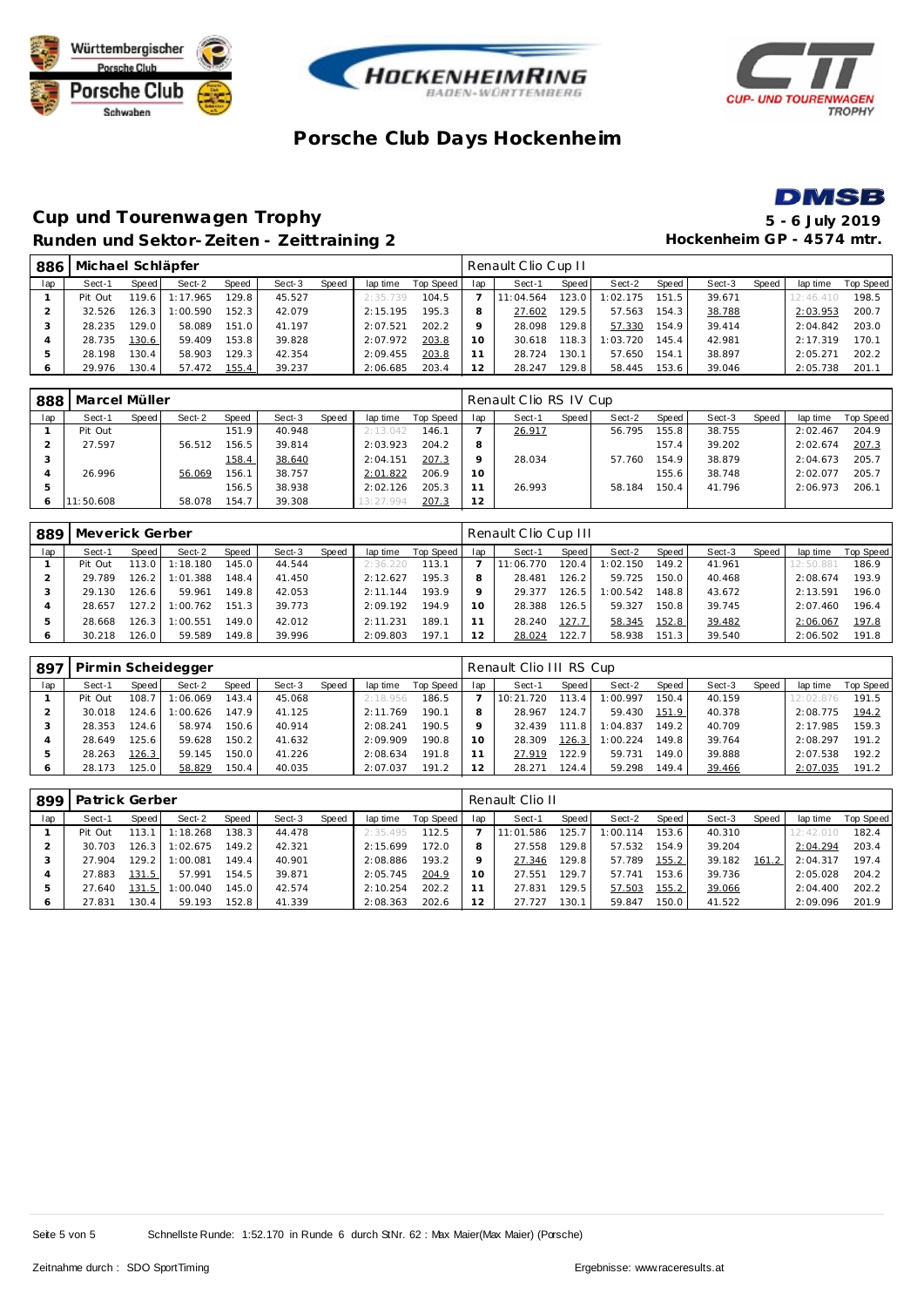# Porsche Club Days Hockenheim

## Cup und Tourenwagen Trophy

**5 - 6 July 2019**

### Runden und Sektor-Zeiten - Zeittraining 2

**Hockenheim GP - 4574 mtr.**

| 886 | Michael Schläpfer | | | | | | | | Renault Clio Cup II | | | | | | | | | |
|---|---|---|---|---|---|---|---|---|---|---|---|---|---|---|---|---|---|---|
| lap | Sect-1 | Speed | Sect-2 | Speed | Sect-3 | Speed | lap time | Top Speed | lap | Sect-1 | Speed | Sect-2 | Speed | Sect-3 | Speed | lap time | Top Speed |
| 1 | Pit Out | 119.6 | 1:17.965 | 129.8 | 45.527 | | 2:35.739 | 104.5 | 7 | 11:04.564 | 123.0 | 1:02.175 | 151.5 | 39.671 | | 12:46.410 | 198.5 |
| 2 | 32.526 | 126.3 | 1:00.590 | 152.3 | 42.079 | | 2:15.195 | 195.3 | 8 | 27.602 | 129.5 | 57.563 | 154.3 | 38.788 | | 2:03.953 | 200.7 |
| 3 | 28.235 | 129.0 | 58.089 | 151.0 | 41.197 | | 2:07.521 | 202.2 | 9 | 28.098 | 129.8 | 57.330 | 154.9 | 39.414 | | 2:04.842 | 203.0 |
| 4 | 28.735 | 130.6 | 59.409 | 153.8 | 39.828 | | 2:07.972 | 203.8 | 10 | 30.618 | 118.3 | 1:03.720 | 145.4 | 42.981 | | 2:17.319 | 170.1 |
| 5 | 28.198 | 130.4 | 58.903 | 129.3 | 42.354 | | 2:09.455 | 203.8 | 11 | 28.724 | 130.1 | 57.650 | 154.1 | 38.897 | | 2:05.271 | 202.2 |
| 6 | 29.976 | 130.4 | 57.472 | 155.4 | 39.237 | | 2:06.685 | 203.4 | 12 | 28.247 | 129.8 | 58.445 | 153.6 | 39.046 | | 2:05.738 | 201.1 |

| 888 | Marcel Müller | | | | | | | | Renault Clio RS IV Cup | | | | | | | | |
|---|---|---|---|---|---|---|---|---|---|---|---|---|---|---|---|---|---|
| lap | Sect-1 | Speed | Sect-2 | Speed | Sect-3 | Speed | lap time | Top Speed | lap | Sect-1 | Speed | Sect-2 | Speed | Sect-3 | Speed | lap time | Top Speed |
| 1 | Pit Out | | | 151.9 | 40.948 | | 2:13.042 | 146.1 | 7 | 26.917 | | 56.795 | 155.8 | 38.755 | | 2:02.467 | 204.9 |
| 2 | 27.597 | | 56.512 | 156.5 | 39.814 | | 2:03.923 | 204.2 | 8 | | | | 157.4 | 39.202 | | 2:02.674 | 207.3 |
| 3 | | | | 158.4 | 38.640 | | 2:04.151 | 207.3 | 9 | 28.034 | | 57.760 | 154.9 | 38.879 | | 2:04.673 | 205.7 |
| 4 | 26.996 | | 56.069 | 156.1 | 38.757 | | 2:01.822 | 206.9 | 10 | | | | 155.6 | 38.748 | | 2:02.077 | 205.7 |
| 5 | | | | 156.5 | 38.938 | | 2:02.126 | 205.3 | 11 | 26.993 | | 58.184 | 150.4 | 41.796 | | 2:06.973 | 206.1 |
| 6 | 11:50.608 | | 58.078 | 154.7 | 39.308 | | 13:27.994 | 207.3 | 12 | | | | | | | | |

| 889 | Meverick Gerber | | | | | | | | Renault Clio Cup III | | | | | | | | |
|---|---|---|---|---|---|---|---|---|---|---|---|---|---|---|---|---|---|
| lap | Sect-1 | Speed | Sect-2 | Speed | Sect-3 | Speed | lap time | Top Speed | lap | Sect-1 | Speed | Sect-2 | Speed | Sect-3 | Speed | lap time | Top Speed |
| 1 | Pit Out | 113.0 | 1:18.180 | 145.0 | 44.544 | | 2:36.220 | 113.1 | 7 | 11:06.770 | 120.4 | 1:02.150 | 149.2 | 41.961 | | 12:50.881 | 186.9 |
| 2 | 29.789 | 126.2 | 1:01.388 | 148.4 | 41.450 | | 2:12.627 | 195.3 | 8 | 28.481 | 126.2 | 59.725 | 150.0 | 40.468 | | 2:08.674 | 193.9 |
| 3 | 29.130 | 126.6 | 59.961 | 149.8 | 42.053 | | 2:11.144 | 193.9 | 9 | 29.377 | 126.5 | 1:00.542 | 148.8 | 43.672 | | 2:13.591 | 196.0 |
| 4 | 28.657 | 127.2 | 1:00.762 | 151.3 | 39.773 | | 2:09.192 | 194.9 | 10 | 28.388 | 126.5 | 59.327 | 150.8 | 39.745 | | 2:07.460 | 196.4 |
| 5 | 28.668 | 126.3 | 1:00.551 | 149.0 | 42.012 | | 2:11.231 | 189.1 | 11 | 28.240 | 127.7 | 58.345 | 152.8 | 39.482 | | 2:06.067 | 197.8 |
| 6 | 30.218 | 126.0 | 59.589 | 149.8 | 39.996 | | 2:09.803 | 197.1 | 12 | 28.024 | 122.7 | 58.938 | 151.3 | 39.540 | | 2:06.502 | 191.8 |

| 897 | Pirmin Scheidegger | | | | | | | | Renault Clio III RS Cup | | | | | | | | |
|---|---|---|---|---|---|---|---|---|---|---|---|---|---|---|---|---|---|
| lap | Sect-1 | Speed | Sect-2 | Speed | Sect-3 | Speed | lap time | Top Speed | lap | Sect-1 | Speed | Sect-2 | Speed | Sect-3 | Speed | lap time | Top Speed |
| 1 | Pit Out | 108.7 | 1:06.069 | 143.4 | 45.068 | | 2:18.956 | 186.5 | 7 | 10:21.720 | 113.4 | 1:00.997 | 150.4 | 40.159 | | 12:02.876 | 191.5 |
| 2 | 30.018 | 124.6 | 1:00.626 | 147.9 | 41.125 | | 2:11.769 | 190.1 | 8 | 28.967 | 124.7 | 59.430 | 151.9 | 40.378 | | 2:08.775 | 194.2 |
| 3 | 28.353 | 124.6 | 58.974 | 150.6 | 40.914 | | 2:08.241 | 190.5 | 9 | 32.439 | 111.8 | 1:04.837 | 149.2 | 40.709 | | 2:17.985 | 159.3 |
| 4 | 28.649 | 125.6 | 59.628 | 150.2 | 41.632 | | 2:09.909 | 190.8 | 10 | 28.309 | 126.3 | 1:00.224 | 149.8 | 39.764 | | 2:08.297 | 191.2 |
| 5 | 28.263 | 126.3 | 59.145 | 150.0 | 41.226 | | 2:08.634 | 191.8 | 11 | 27.919 | 122.9 | 59.731 | 149.0 | 39.888 | | 2:07.538 | 192.2 |
| 6 | 28.173 | 125.0 | 58.829 | 150.4 | 40.035 | | 2:07.037 | 191.2 | 12 | 28.271 | 124.4 | 59.298 | 149.4 | 39.466 | | 2:07.035 | 191.2 |

| 899 | Patrick Gerber | | | | | | | | Renault Clio II | | | | | | | | |
|---|---|---|---|---|---|---|---|---|---|---|---|---|---|---|---|---|---|
| lap | Sect-1 | Speed | Sect-2 | Speed | Sect-3 | Speed | lap time | Top Speed | lap | Sect-1 | Speed | Sect-2 | Speed | Sect-3 | Speed | lap time | Top Speed |
| 1 | Pit Out | 113.1 | 1:18.268 | 138.3 | 44.478 | | 2:35.495 | 112.5 | 7 | 11:01.586 | 125.7 | 1:00.114 | 153.6 | 40.310 | | 12:42.010 | 182.4 |
| 2 | 30.703 | 126.3 | 1:02.675 | 149.2 | 42.321 | | 2:15.699 | 172.0 | 8 | 27.558 | 129.8 | 57.532 | 154.9 | 39.204 | | 2:04.294 | 203.4 |
| 3 | 27.904 | 129.2 | 1:00.081 | 149.4 | 40.901 | | 2:08.886 | 193.2 | 9 | 27.346 | 129.8 | 57.789 | 155.2 | 39.182 | 161.2 | 2:04.317 | 197.4 |
| 4 | 27.883 | 131.5 | 57.991 | 154.5 | 39.871 | | 2:05.745 | 204.9 | 10 | 27.551 | 129.7 | 57.741 | 153.6 | 39.736 | | 2:05.028 | 204.2 |
| 5 | 27.640 | 131.5 | 1:00.040 | 145.0 | 42.574 | | 2:10.254 | 202.2 | 11 | 27.831 | 129.5 | 57.503 | 155.2 | 39.066 | | 2:04.400 | 202.2 |
| 6 | 27.831 | 130.4 | 59.193 | 152.8 | 41.339 | | 2:08.363 | 202.6 | 12 | 27.727 | 130.1 | 59.847 | 150.0 | 41.522 | | 2:09.096 | 201.9 |

Schnellste Runde: 1:52.170 in Runde 6 durch StNr. 62 : Max Maier(Max Maier) (Porsche)

Zeitnahme durch : SDO SportTiming

Ergebnisse: www.raceresults.at